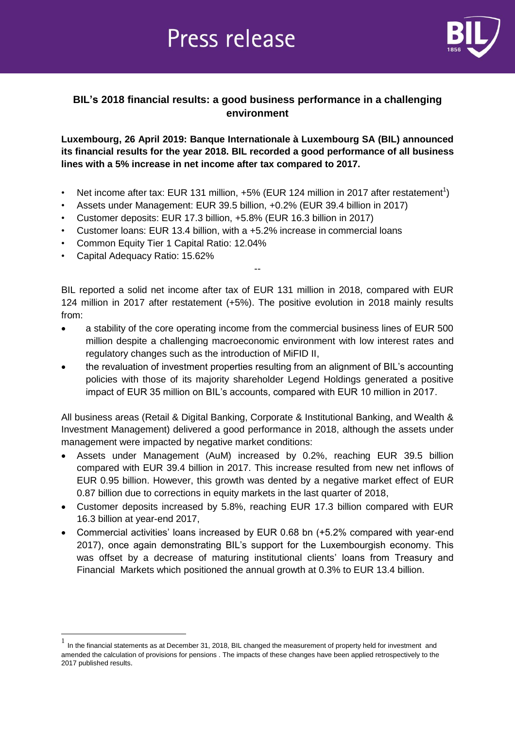# Press release

**BIL's 2018 financial results: a good business performance in a challenging environment**

**Luxembourg, 26 April 2019: Banque Internationale à Luxembourg SA (BIL) announced its financial results for the year 2018. BIL recorded a good performance of all business lines with a 5% increase in net income after tax compared to 2017.**

- Net income after tax: EUR 131 million, +5% (EUR 124 million in 2017 after restatement[1])
- Assets under Management: EUR 39.5 billion, +0.2% (EUR 39.4 billion in 2017)
- Customer deposits: EUR 17.3 billion, +5.8% (EUR 16.3 billion in 2017)
- Customer loans: EUR 13.4 billion, with a +5.2% increase in commercial loans
- Common Equity Tier 1 Capital Ratio: 12.04%
- Capital Adequacy Ratio: 15.62%

--

BIL reported a solid net income after tax of EUR 131 million in 2018, compared with EUR 124 million in 2017 after restatement (+5%). The positive evolution in 2018 mainly results from:

- a stability of the core operating income from the commercial business lines of EUR 500 million despite a challenging macroeconomic environment with low interest rates and regulatory changes such as the introduction of MiFID II,
- the revaluation of investment properties resulting from an alignment of BIL's accounting policies with those of its majority shareholder Legend Holdings generated a positive impact of EUR 35 million on BIL's accounts, compared with EUR 10 million in 2017.

All business areas (Retail & Digital Banking, Corporate & Institutional Banking, and Wealth & Investment Management) delivered a good performance in 2018, although the assets under management were impacted by negative market conditions:

- Assets under Management (AuM) increased by 0.2%, reaching EUR 39.5 billion compared with EUR 39.4 billion in 2017. This increase resulted from new net inflows of EUR 0.95 billion. However, this growth was dented by a negative market effect of EUR 0.87 billion due to corrections in equity markets in the last quarter of 2018,
- Customer deposits increased by 5.8%, reaching EUR 17.3 billion compared with EUR 16.3 billion at year-end 2017,
- Commercial activities' loans increased by EUR 0.68 bn (+5.2% compared with year-end 2017), once again demonstrating BIL's support for the Luxembourgish economy. This was offset by a decrease of maturing institutional clients' loans from Treasury and Financial Markets which positioned the annual growth at 0.3% to EUR 13.4 billion.

[1] In the financial statements as at December 31, 2018, BIL changed the measurement of property held for investment and amended the calculation of provisions for pensions . The impacts of these changes have been applied retrospectively to the 2017 published results.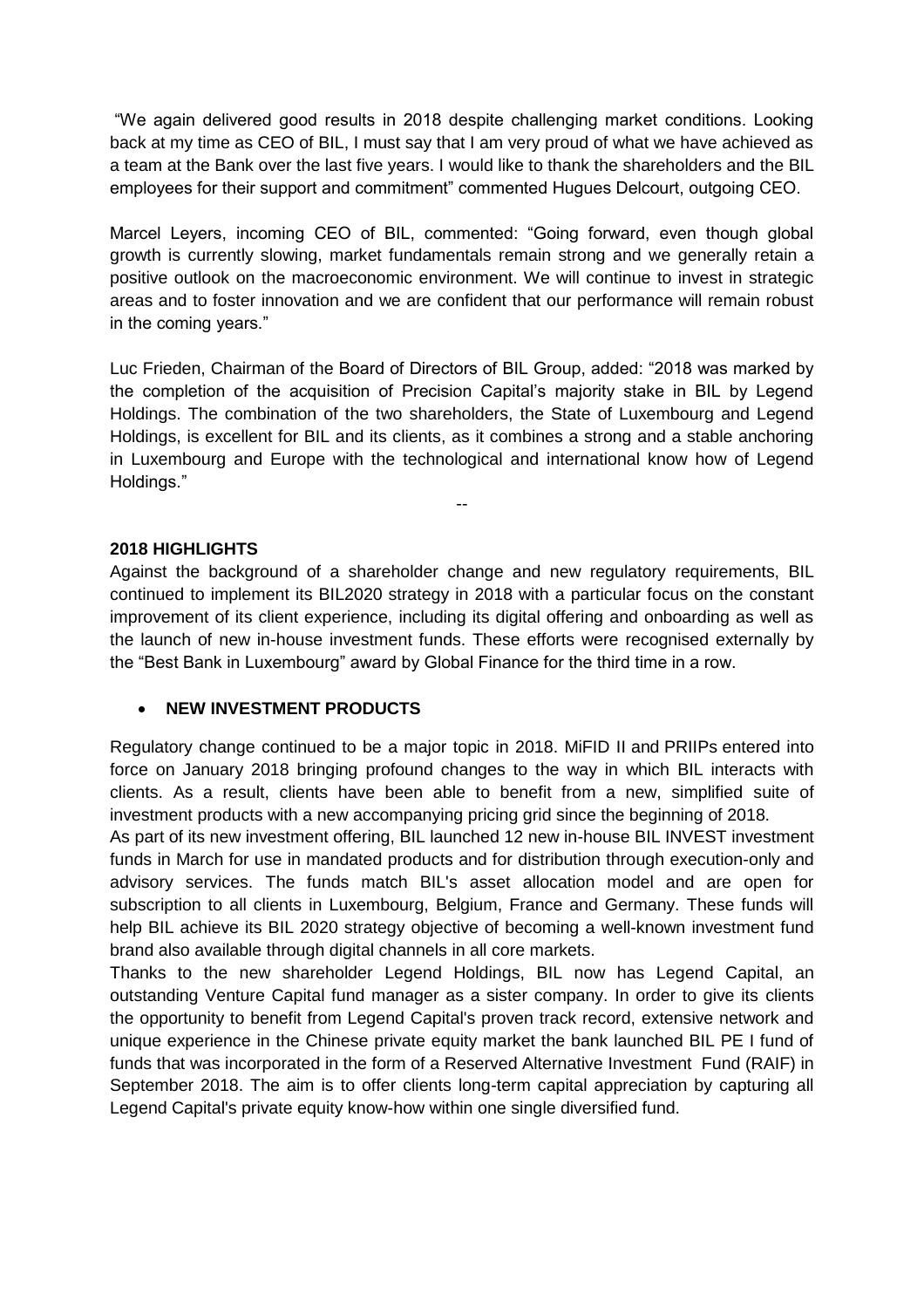"We again delivered good results in 2018 despite challenging market conditions. Looking back at my time as CEO of BIL, I must say that I am very proud of what we have achieved as a team at the Bank over the last five years. I would like to thank the shareholders and the BIL employees for their support and commitment" commented Hugues Delcourt, outgoing CEO.

Marcel Leyers, incoming CEO of BIL, commented: "Going forward, even though global growth is currently slowing, market fundamentals remain strong and we generally retain a positive outlook on the macroeconomic environment. We will continue to invest in strategic areas and to foster innovation and we are confident that our performance will remain robust in the coming years."

Luc Frieden, Chairman of the Board of Directors of BIL Group, added: "2018 was marked by the completion of the acquisition of Precision Capital's majority stake in BIL by Legend Holdings. The combination of the two shareholders, the State of Luxembourg and Legend Holdings, is excellent for BIL and its clients, as it combines a strong and a stable anchoring in Luxembourg and Europe with the technological and international know how of Legend Holdings."

--

**2018 HIGHLIGHTS**

Against the background of a shareholder change and new regulatory requirements, BIL continued to implement its BIL2020 strategy in 2018 with a particular focus on the constant improvement of its client experience, including its digital offering and onboarding as well as the launch of new in-house investment funds. These efforts were recognised externally by the "Best Bank in Luxembourg" award by Global Finance for the third time in a row.

- **NEW INVESTMENT PRODUCTS**

Regulatory change continued to be a major topic in 2018. MiFID II and PRIIPs entered into force on January 2018 bringing profound changes to the way in which BIL interacts with clients. As a result, clients have been able to benefit from a new, simplified suite of investment products with a new accompanying pricing grid since the beginning of 2018.

As part of its new investment offering, BIL launched 12 new in-house BIL INVEST investment funds in March for use in mandated products and for distribution through execution-only and advisory services. The funds match BIL's asset allocation model and are open for subscription to all clients in Luxembourg, Belgium, France and Germany. These funds will help BIL achieve its BIL 2020 strategy objective of becoming a well-known investment fund brand also available through digital channels in all core markets.

Thanks to the new shareholder Legend Holdings, BIL now has Legend Capital, an outstanding Venture Capital fund manager as a sister company. In order to give its clients the opportunity to benefit from Legend Capital's proven track record, extensive network and unique experience in the Chinese private equity market the bank launched BIL PE I fund of funds that was incorporated in the form of a Reserved Alternative Investment Fund (RAIF) in September 2018. The aim is to offer clients long-term capital appreciation by capturing all Legend Capital's private equity know-how within one single diversified fund.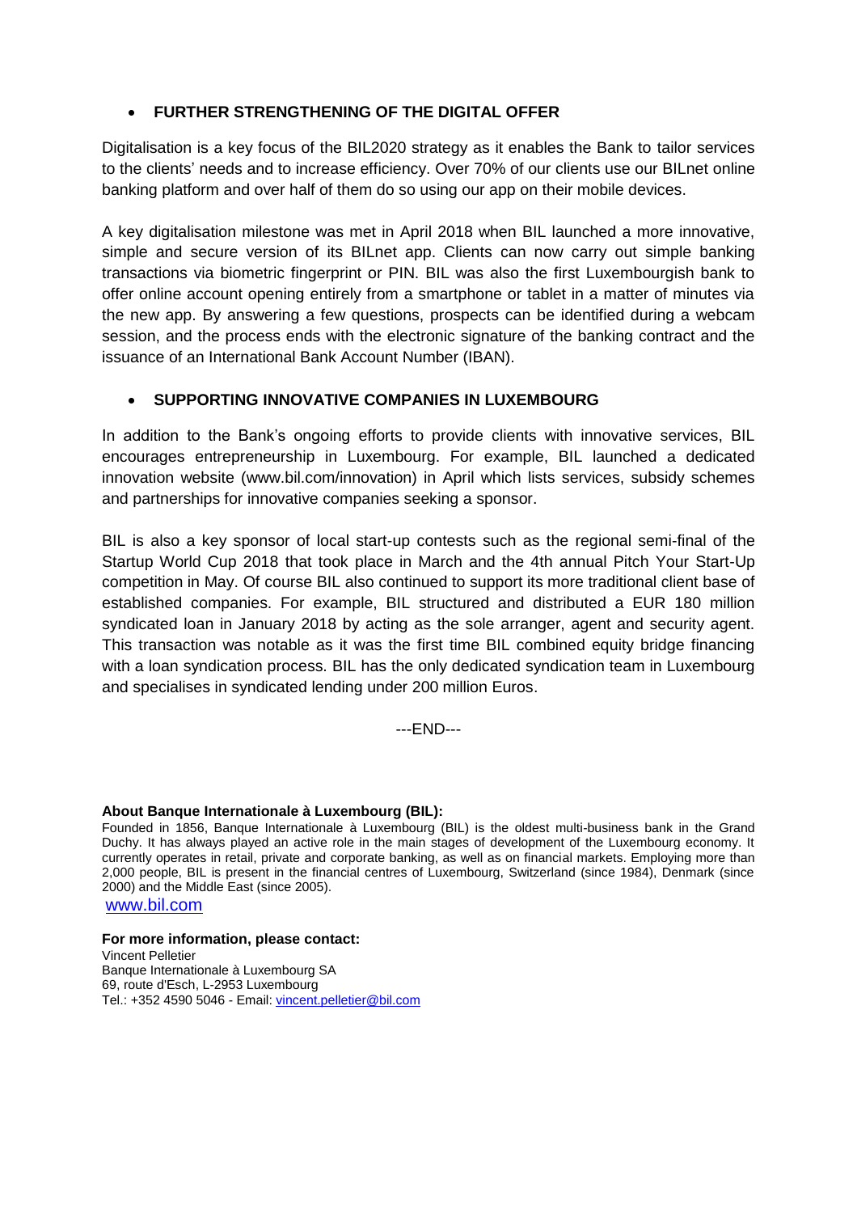- **FURTHER STRENGTHENING OF THE DIGITAL OFFER**

Digitalisation is a key focus of the BIL2020 strategy as it enables the Bank to tailor services to the clients' needs and to increase efficiency. Over 70% of our clients use our BILnet online banking platform and over half of them do so using our app on their mobile devices.

A key digitalisation milestone was met in April 2018 when BIL launched a more innovative, simple and secure version of its BILnet app. Clients can now carry out simple banking transactions via biometric fingerprint or PIN. BIL was also the first Luxembourgish bank to offer online account opening entirely from a smartphone or tablet in a matter of minutes via the new app. By answering a few questions, prospects can be identified during a webcam session, and the process ends with the electronic signature of the banking contract and the issuance of an International Bank Account Number (IBAN).

- **SUPPORTING INNOVATIVE COMPANIES IN LUXEMBOURG**

In addition to the Bank's ongoing efforts to provide clients with innovative services, BIL encourages entrepreneurship in Luxembourg. For example, BIL launched a dedicated innovation website (www.bil.com/innovation) in April which lists services, subsidy schemes and partnerships for innovative companies seeking a sponsor.

BIL is also a key sponsor of local start-up contests such as the regional semi-final of the Startup World Cup 2018 that took place in March and the 4th annual Pitch Your Start-Up competition in May. Of course BIL also continued to support its more traditional client base of established companies. For example, BIL structured and distributed a EUR 180 million syndicated loan in January 2018 by acting as the sole arranger, agent and security agent. This transaction was notable as it was the first time BIL combined equity bridge financing with a loan syndication process. BIL has the only dedicated syndication team in Luxembourg and specialises in syndicated lending under 200 million Euros.

---END---

**About Banque Internationale à Luxembourg (BIL):**

Founded in 1856, Banque Internationale à Luxembourg (BIL) is the oldest multi-business bank in the Grand Duchy. It has always played an active role in the main stages of development of the Luxembourg economy. It currently operates in retail, private and corporate banking, as well as on financial markets. Employing more than 2,000 people, BIL is present in the financial centres of Luxembourg, Switzerland (since 1984), Denmark (since 2000) and the Middle East (since 2005).

www.bil.com

**For more information, please contact:**

Vincent Pelletier
Banque Internationale à Luxembourg SA
69, route d'Esch, L-2953 Luxembourg
Tel.: +352 4590 5046 - Email: vincent.pelletier@bil.com